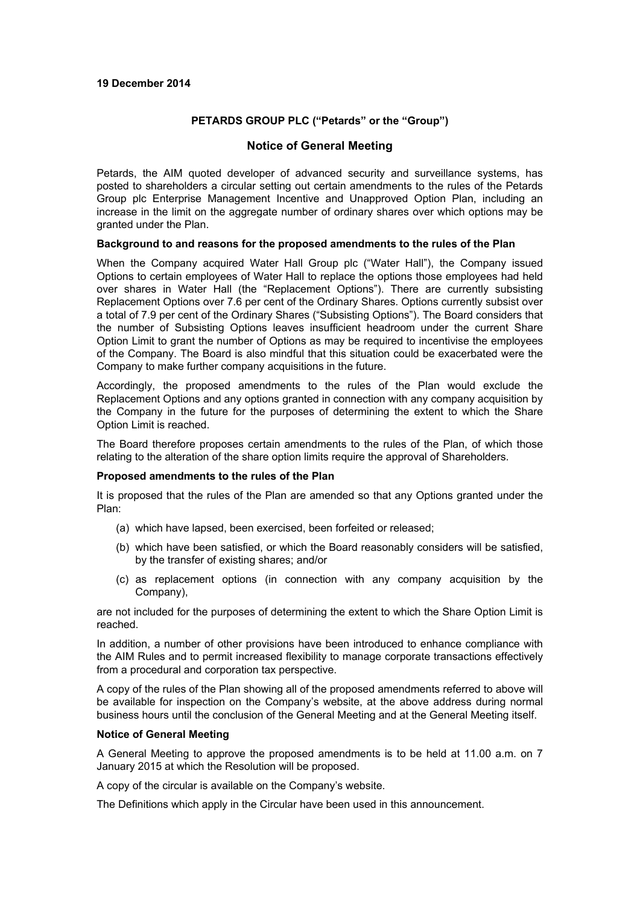**19 December 2014**

**PETARDS GROUP PLC ("Petards" or the "Group")**

## Notice of General Meeting

Petards, the AIM quoted developer of advanced security and surveillance systems, has posted to shareholders a circular setting out certain amendments to the rules of the Petards Group plc Enterprise Management Incentive and Unapproved Option Plan, including an increase in the limit on the aggregate number of ordinary shares over which options may be granted under the Plan.

**Background to and reasons for the proposed amendments to the rules of the Plan**

When the Company acquired Water Hall Group plc ("Water Hall"), the Company issued Options to certain employees of Water Hall to replace the options those employees had held over shares in Water Hall (the "Replacement Options"). There are currently subsisting Replacement Options over 7.6 per cent of the Ordinary Shares. Options currently subsist over a total of 7.9 per cent of the Ordinary Shares ("Subsisting Options"). The Board considers that the number of Subsisting Options leaves insufficient headroom under the current Share Option Limit to grant the number of Options as may be required to incentivise the employees of the Company. The Board is also mindful that this situation could be exacerbated were the Company to make further company acquisitions in the future.

Accordingly, the proposed amendments to the rules of the Plan would exclude the Replacement Options and any options granted in connection with any company acquisition by the Company in the future for the purposes of determining the extent to which the Share Option Limit is reached.

The Board therefore proposes certain amendments to the rules of the Plan, of which those relating to the alteration of the share option limits require the approval of Shareholders.

**Proposed amendments to the rules of the Plan**

It is proposed that the rules of the Plan are amended so that any Options granted under the Plan:

(a) which have lapsed, been exercised, been forfeited or released;

(b) which have been satisfied, or which the Board reasonably considers will be satisfied, by the transfer of existing shares; and/or

(c) as replacement options (in connection with any company acquisition by the Company),

are not included for the purposes of determining the extent to which the Share Option Limit is reached.

In addition, a number of other provisions have been introduced to enhance compliance with the AIM Rules and to permit increased flexibility to manage corporate transactions effectively from a procedural and corporation tax perspective.

A copy of the rules of the Plan showing all of the proposed amendments referred to above will be available for inspection on the Company's website, at the above address during normal business hours until the conclusion of the General Meeting and at the General Meeting itself.

**Notice of General Meeting**

A General Meeting to approve the proposed amendments is to be held at 11.00 a.m. on 7 January 2015 at which the Resolution will be proposed.

A copy of the circular is available on the Company's website.

The Definitions which apply in the Circular have been used in this announcement.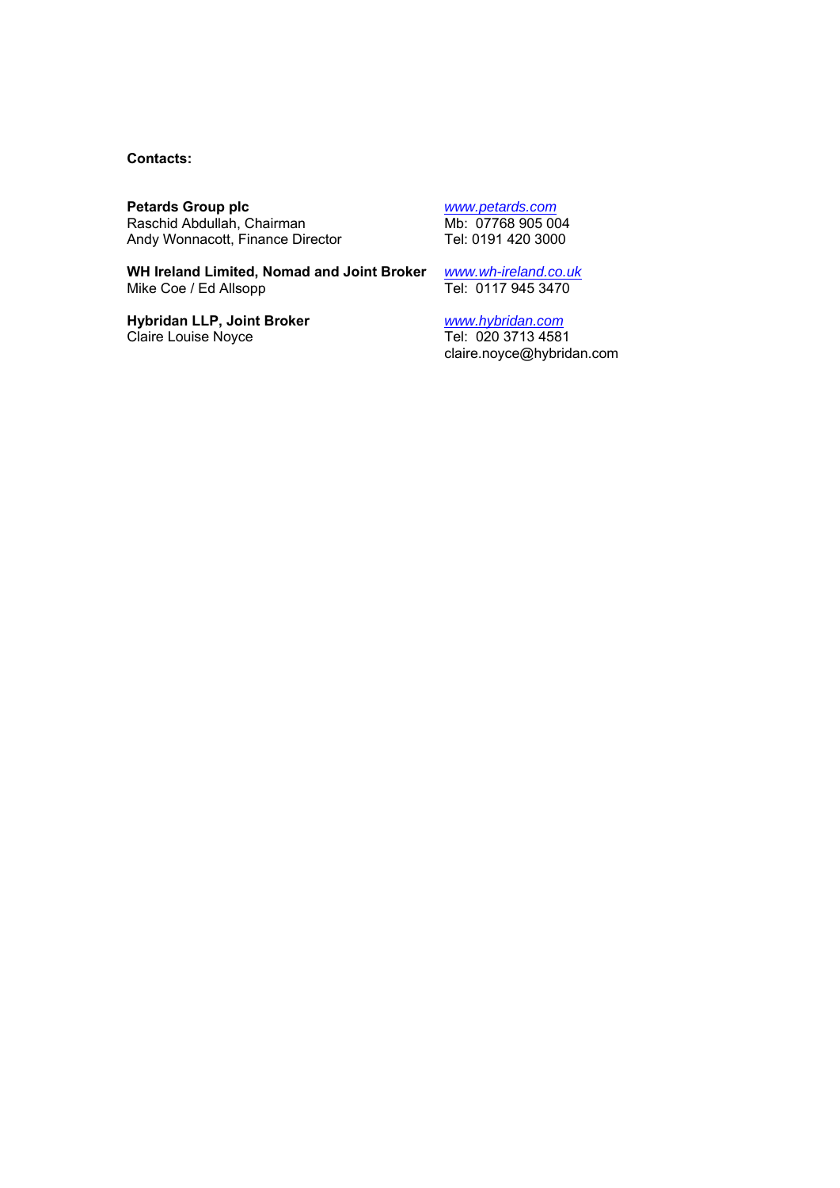**Contacts:**

| | |
|---|---|
| **Petards Group plc** | www.petards.com |
| Raschid Abdullah, Chairman | Mb: 07768 905 004 |
| Andy Wonnacott, Finance Director | Tel: 0191 420 3000 |
| | |
| **WH Ireland Limited, Nomad and Joint Broker** | www.wh-ireland.co.uk |
| Mike Coe / Ed Allsopp | Tel: 0117 945 3470 |
| | |
| **Hybridan LLP, Joint Broker** | www.hybridan.com |
| Claire Louise Noyce | Tel: 020 3713 4581 |
| | claire.noyce@hybridan.com |